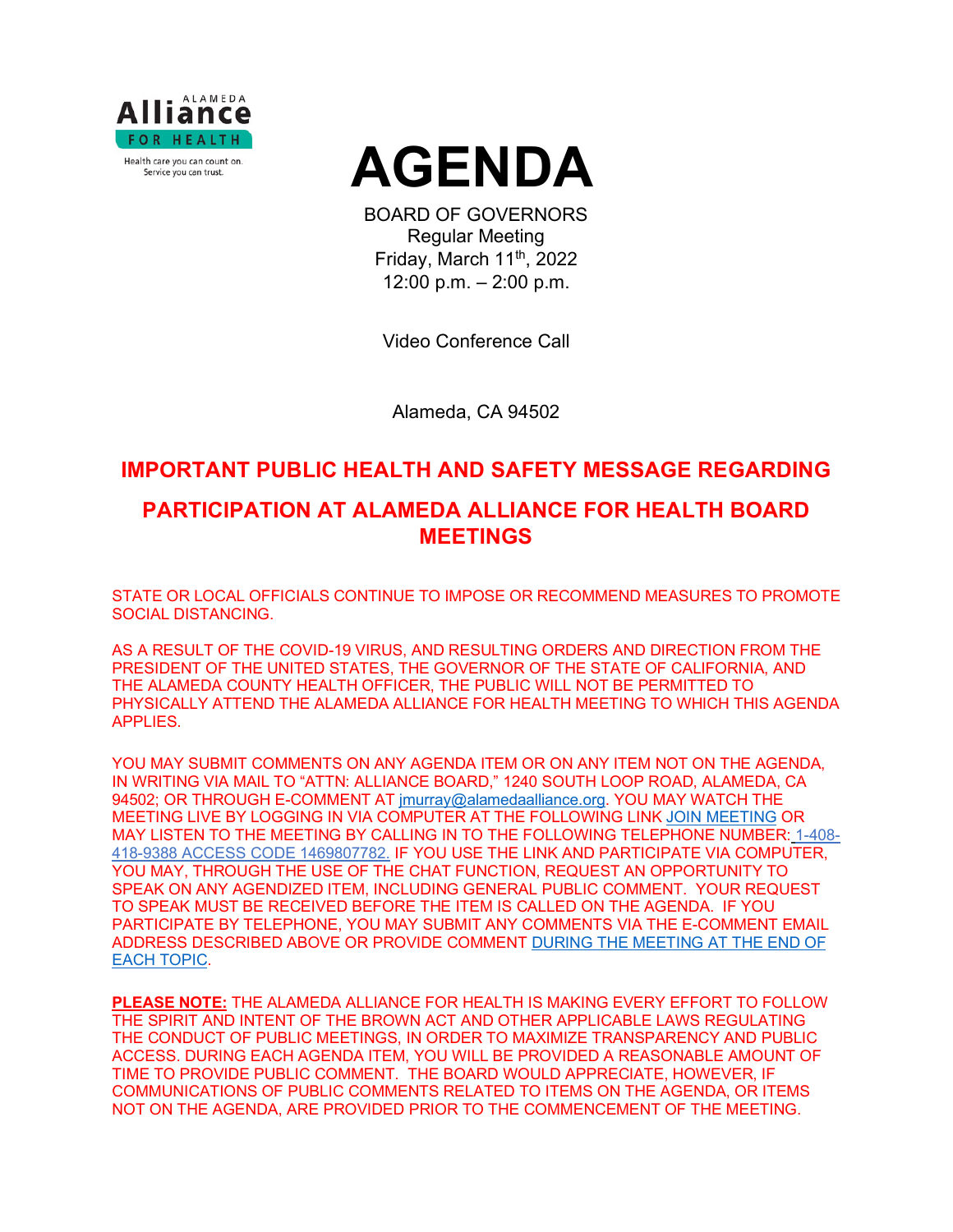# AGENDA

BOARD OF GOVERNORS
Regular Meeting
Friday, March 11th, 2022
12:00 p.m. – 2:00 p.m.

Video Conference Call

Alameda, CA 94502

## IMPORTANT PUBLIC HEALTH AND SAFETY MESSAGE REGARDING PARTICIPATION AT ALAMEDA ALLIANCE FOR HEALTH BOARD MEETINGS

STATE OR LOCAL OFFICIALS CONTINUE TO IMPOSE OR RECOMMEND MEASURES TO PROMOTE SOCIAL DISTANCING.

AS A RESULT OF THE COVID-19 VIRUS, AND RESULTING ORDERS AND DIRECTION FROM THE PRESIDENT OF THE UNITED STATES, THE GOVERNOR OF THE STATE OF CALIFORNIA, AND THE ALAMEDA COUNTY HEALTH OFFICER, THE PUBLIC WILL NOT BE PERMITTED TO PHYSICALLY ATTEND THE ALAMEDA ALLIANCE FOR HEALTH MEETING TO WHICH THIS AGENDA APPLIES.

YOU MAY SUBMIT COMMENTS ON ANY AGENDA ITEM OR ON ANY ITEM NOT ON THE AGENDA, IN WRITING VIA MAIL TO "ATTN: ALLIANCE BOARD," 1240 SOUTH LOOP ROAD, ALAMEDA, CA 94502; OR THROUGH E-COMMENT AT jmurray@alamedaalliance.org. YOU MAY WATCH THE MEETING LIVE BY LOGGING IN VIA COMPUTER AT THE FOLLOWING LINK JOIN MEETING OR MAY LISTEN TO THE MEETING BY CALLING IN TO THE FOLLOWING TELEPHONE NUMBER: 1-408-418-9388 ACCESS CODE 1469807782. IF YOU USE THE LINK AND PARTICIPATE VIA COMPUTER, YOU MAY, THROUGH THE USE OF THE CHAT FUNCTION, REQUEST AN OPPORTUNITY TO SPEAK ON ANY AGENDIZED ITEM, INCLUDING GENERAL PUBLIC COMMENT. YOUR REQUEST TO SPEAK MUST BE RECEIVED BEFORE THE ITEM IS CALLED ON THE AGENDA. IF YOU PARTICIPATE BY TELEPHONE, YOU MAY SUBMIT ANY COMMENTS VIA THE E-COMMENT EMAIL ADDRESS DESCRIBED ABOVE OR PROVIDE COMMENT DURING THE MEETING AT THE END OF EACH TOPIC.

**PLEASE NOTE:** THE ALAMEDA ALLIANCE FOR HEALTH IS MAKING EVERY EFFORT TO FOLLOW THE SPIRIT AND INTENT OF THE BROWN ACT AND OTHER APPLICABLE LAWS REGULATING THE CONDUCT OF PUBLIC MEETINGS, IN ORDER TO MAXIMIZE TRANSPARENCY AND PUBLIC ACCESS. DURING EACH AGENDA ITEM, YOU WILL BE PROVIDED A REASONABLE AMOUNT OF TIME TO PROVIDE PUBLIC COMMENT. THE BOARD WOULD APPRECIATE, HOWEVER, IF COMMUNICATIONS OF PUBLIC COMMENTS RELATED TO ITEMS ON THE AGENDA, OR ITEMS NOT ON THE AGENDA, ARE PROVIDED PRIOR TO THE COMMENCEMENT OF THE MEETING.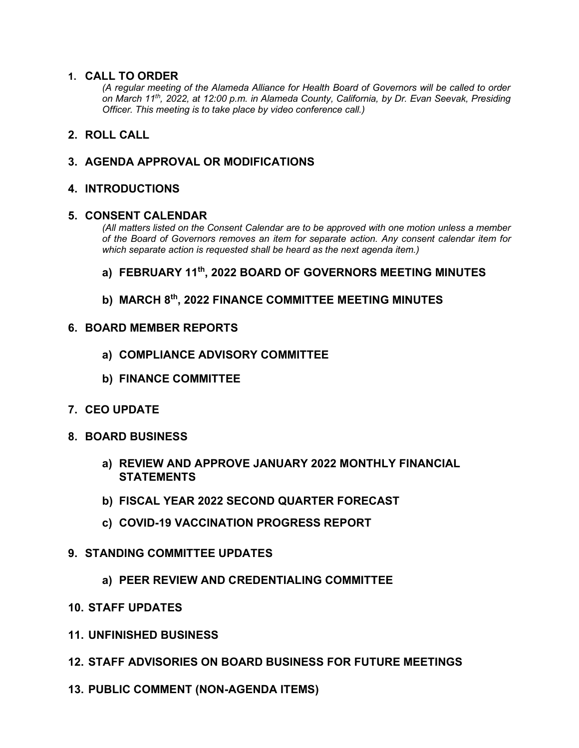1. **CALL TO ORDER**

   *(A regular meeting of the Alameda Alliance for Health Board of Governors will be called to order on March 11th, 2022, at 12:00 p.m. in Alameda County, California, by Dr. Evan Seevak, Presiding Officer. This meeting is to take place by video conference call.)*

2. **ROLL CALL**

3. **AGENDA APPROVAL OR MODIFICATIONS**

4. **INTRODUCTIONS**

5. **CONSENT CALENDAR**

   *(All matters listed on the Consent Calendar are to be approved with one motion unless a member of the Board of Governors removes an item for separate action. Any consent calendar item for which separate action is requested shall be heard as the next agenda item.)*

   a) **FEBRUARY 11th, 2022 BOARD OF GOVERNORS MEETING MINUTES**

   b) **MARCH 8th, 2022 FINANCE COMMITTEE MEETING MINUTES**

6. **BOARD MEMBER REPORTS**

   a) **COMPLIANCE ADVISORY COMMITTEE**

   b) **FINANCE COMMITTEE**

7. **CEO UPDATE**

8. **BOARD BUSINESS**

   a) **REVIEW AND APPROVE JANUARY 2022 MONTHLY FINANCIAL STATEMENTS**

   b) **FISCAL YEAR 2022 SECOND QUARTER FORECAST**

   c) **COVID-19 VACCINATION PROGRESS REPORT**

9. **STANDING COMMITTEE UPDATES**

   a) **PEER REVIEW AND CREDENTIALING COMMITTEE**

10. **STAFF UPDATES**

11. **UNFINISHED BUSINESS**

12. **STAFF ADVISORIES ON BOARD BUSINESS FOR FUTURE MEETINGS**

13. **PUBLIC COMMENT (NON-AGENDA ITEMS)**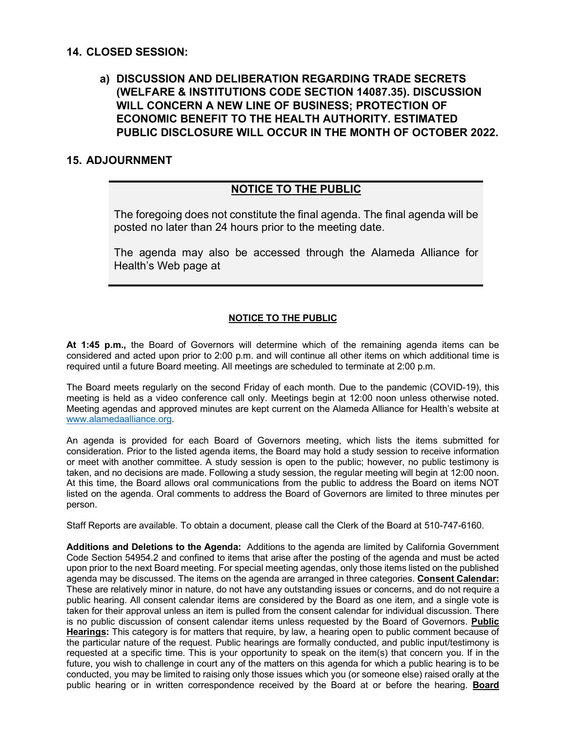## 14. CLOSED SESSION:

### a) DISCUSSION AND DELIBERATION REGARDING TRADE SECRETS (WELFARE & INSTITUTIONS CODE SECTION 14087.35). DISCUSSION WILL CONCERN A NEW LINE OF BUSINESS; PROTECTION OF ECONOMIC BENEFIT TO THE HEALTH AUTHORITY. ESTIMATED PUBLIC DISCLOSURE WILL OCCUR IN THE MONTH OF OCTOBER 2022.

## 15. ADJOURNMENT

---

**NOTICE TO THE PUBLIC**

The foregoing does not constitute the final agenda. The final agenda will be posted no later than 24 hours prior to the meeting date.

The agenda may also be accessed through the Alameda Alliance for Health's Web page at

---

**NOTICE TO THE PUBLIC**

**At 1:45 p.m.,** the Board of Governors will determine which of the remaining agenda items can be considered and acted upon prior to 2:00 p.m. and will continue all other items on which additional time is required until a future Board meeting. All meetings are scheduled to terminate at 2:00 p.m.

The Board meets regularly on the second Friday of each month. Due to the pandemic (COVID-19), this meeting is held as a video conference call only. Meetings begin at 12:00 noon unless otherwise noted. Meeting agendas and approved minutes are kept current on the Alameda Alliance for Health's website at www.alamedaalliance.org.

An agenda is provided for each Board of Governors meeting, which lists the items submitted for consideration. Prior to the listed agenda items, the Board may hold a study session to receive information or meet with another committee. A study session is open to the public; however, no public testimony is taken, and no decisions are made. Following a study session, the regular meeting will begin at 12:00 noon. At this time, the Board allows oral communications from the public to address the Board on items NOT listed on the agenda. Oral comments to address the Board of Governors are limited to three minutes per person.

Staff Reports are available. To obtain a document, please call the Clerk of the Board at 510-747-6160.

**Additions and Deletions to the Agenda:** Additions to the agenda are limited by California Government Code Section 54954.2 and confined to items that arise after the posting of the agenda and must be acted upon prior to the next Board meeting. For special meeting agendas, only those items listed on the published agenda may be discussed. The items on the agenda are arranged in three categories. **Consent Calendar:** These are relatively minor in nature, do not have any outstanding issues or concerns, and do not require a public hearing. All consent calendar items are considered by the Board as one item, and a single vote is taken for their approval unless an item is pulled from the consent calendar for individual discussion. There is no public discussion of consent calendar items unless requested by the Board of Governors. **Public Hearings:** This category is for matters that require, by law, a hearing open to public comment because of the particular nature of the request. Public hearings are formally conducted, and public input/testimony is requested at a specific time. This is your opportunity to speak on the item(s) that concern you. If in the future, you wish to challenge in court any of the matters on this agenda for which a public hearing is to be conducted, you may be limited to raising only those issues which you (or someone else) raised orally at the public hearing or in written correspondence received by the Board at or before the hearing. **Board**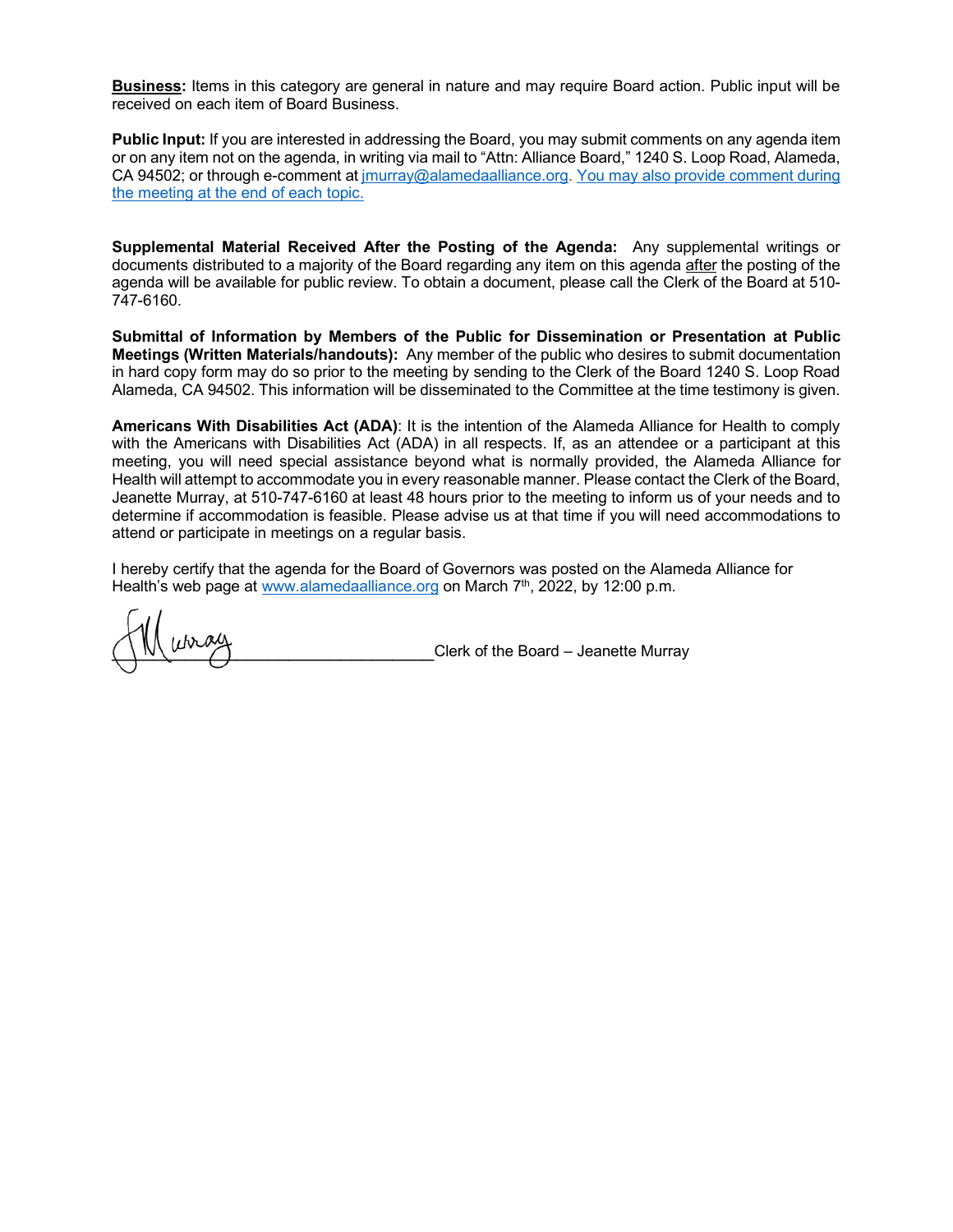**<u>Business</u>:** Items in this category are general in nature and may require Board action. Public input will be received on each item of Board Business.

**Public Input:** If you are interested in addressing the Board, you may submit comments on any agenda item or on any item not on the agenda, in writing via mail to "Attn: Alliance Board," 1240 S. Loop Road, Alameda, CA 94502; or through e-comment at jmurray@alamedaalliance.org. You may also provide comment during the meeting at the end of each topic.

**Supplemental Material Received After the Posting of the Agenda:** Any supplemental writings or documents distributed to a majority of the Board regarding any item on this agenda <u>after</u> the posting of the agenda will be available for public review. To obtain a document, please call the Clerk of the Board at 510-747-6160.

**Submittal of Information by Members of the Public for Dissemination or Presentation at Public Meetings (Written Materials/handouts):** Any member of the public who desires to submit documentation in hard copy form may do so prior to the meeting by sending to the Clerk of the Board 1240 S. Loop Road Alameda, CA 94502. This information will be disseminated to the Committee at the time testimony is given.

**Americans With Disabilities Act (ADA)**: It is the intention of the Alameda Alliance for Health to comply with the Americans with Disabilities Act (ADA) in all respects. If, as an attendee or a participant at this meeting, you will need special assistance beyond what is normally provided, the Alameda Alliance for Health will attempt to accommodate you in every reasonable manner. Please contact the Clerk of the Board, Jeanette Murray, at 510-747-6160 at least 48 hours prior to the meeting to inform us of your needs and to determine if accommodation is feasible. Please advise us at that time if you will need accommodations to attend or participate in meetings on a regular basis.

I hereby certify that the agenda for the Board of Governors was posted on the Alameda Alliance for Health's web page at www.alamedaalliance.org on March 7th, 2022, by 12:00 p.m.

_________________________________ Clerk of the Board – Jeanette Murray